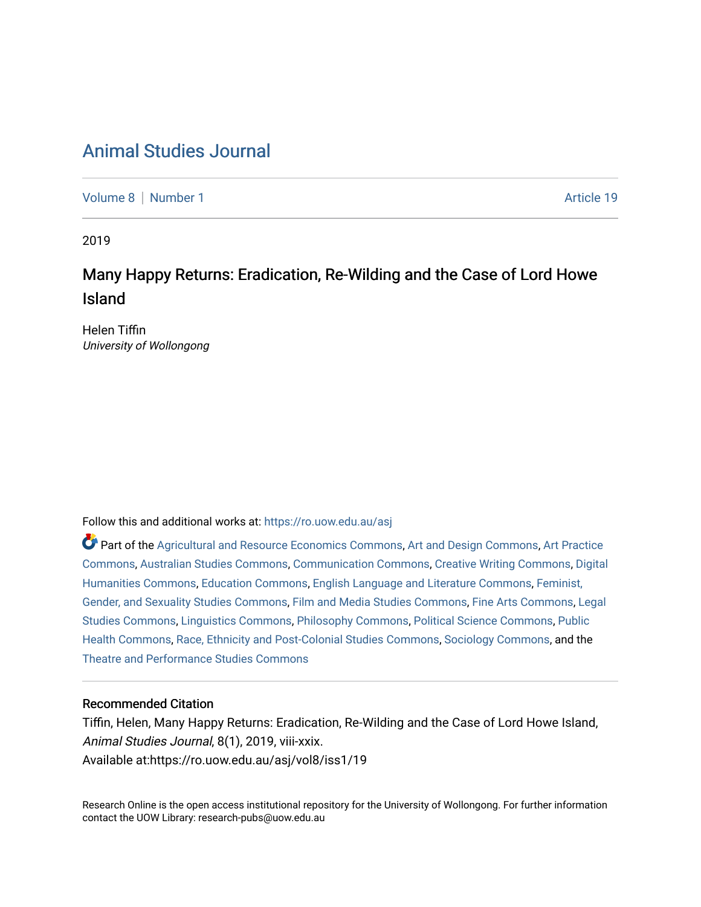# Animal Studies Journal

Volume 8 | Number 1 Article 19

2019

## Many Happy Returns: Eradication, Re-Wilding and the Case of Lord Howe Island

Helen Tiffin
*University of Wollongong*

Follow this and additional works at: https://ro.uow.edu.au/asj

Part of the Agricultural and Resource Economics Commons, Art and Design Commons, Art Practice Commons, Australian Studies Commons, Communication Commons, Creative Writing Commons, Digital Humanities Commons, Education Commons, English Language and Literature Commons, Feminist, Gender, and Sexuality Studies Commons, Film and Media Studies Commons, Fine Arts Commons, Legal Studies Commons, Linguistics Commons, Philosophy Commons, Political Science Commons, Public Health Commons, Race, Ethnicity and Post-Colonial Studies Commons, Sociology Commons, and the Theatre and Performance Studies Commons

### Recommended Citation

Tiffin, Helen, Many Happy Returns: Eradication, Re-Wilding and the Case of Lord Howe Island, *Animal Studies Journal*, 8(1), 2019, viii-xxix.
Available at:https://ro.uow.edu.au/asj/vol8/iss1/19

Research Online is the open access institutional repository for the University of Wollongong. For further information contact the UOW Library: research-pubs@uow.edu.au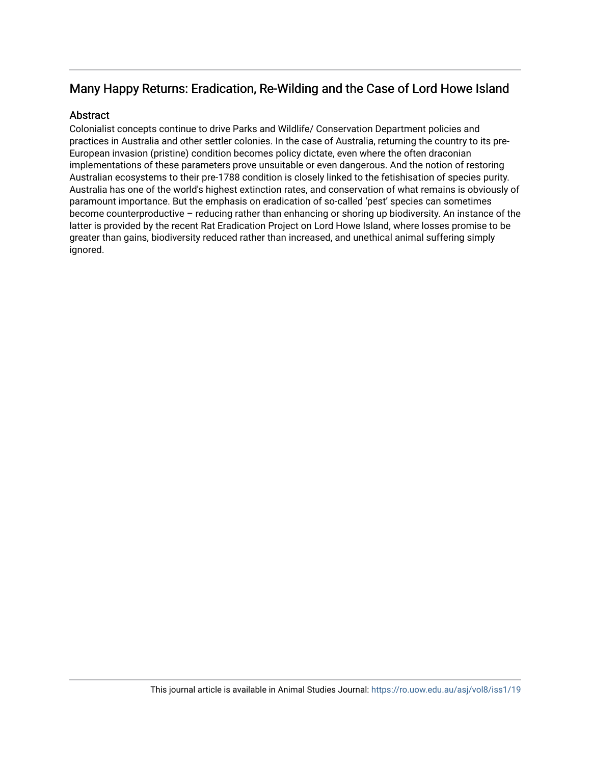# Many Happy Returns: Eradication, Re-Wilding and the Case of Lord Howe Island

## Abstract

Colonialist concepts continue to drive Parks and Wildlife/ Conservation Department policies and practices in Australia and other settler colonies. In the case of Australia, returning the country to its pre-European invasion (pristine) condition becomes policy dictate, even where the often draconian implementations of these parameters prove unsuitable or even dangerous. And the notion of restoring Australian ecosystems to their pre-1788 condition is closely linked to the fetishisation of species purity. Australia has one of the world's highest extinction rates, and conservation of what remains is obviously of paramount importance. But the emphasis on eradication of so-called 'pest' species can sometimes become counterproductive – reducing rather than enhancing or shoring up biodiversity. An instance of the latter is provided by the recent Rat Eradication Project on Lord Howe Island, where losses promise to be greater than gains, biodiversity reduced rather than increased, and unethical animal suffering simply ignored.

This journal article is available in Animal Studies Journal: https://ro.uow.edu.au/asj/vol8/iss1/19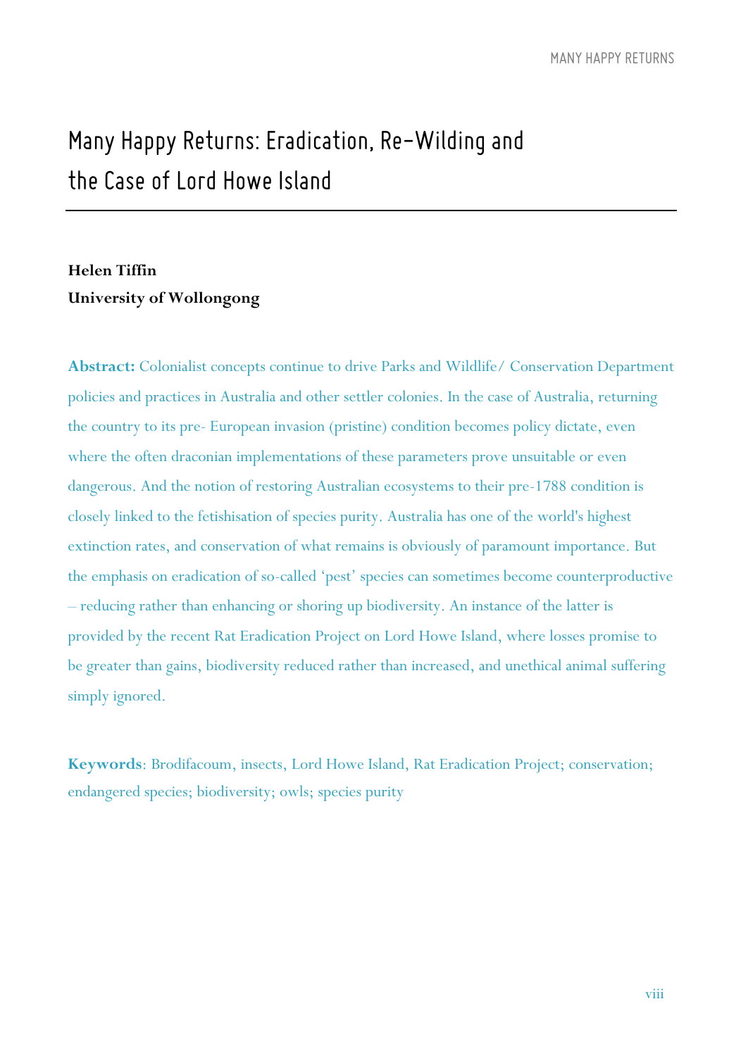# Many Happy Returns: Eradication, Re-Wilding and the Case of Lord Howe Island

**Helen Tiffin**
**University of Wollongong**

**Abstract:** Colonialist concepts continue to drive Parks and Wildlife/ Conservation Department policies and practices in Australia and other settler colonies. In the case of Australia, returning the country to its pre- European invasion (pristine) condition becomes policy dictate, even where the often draconian implementations of these parameters prove unsuitable or even dangerous. And the notion of restoring Australian ecosystems to their pre-1788 condition is closely linked to the fetishisation of species purity. Australia has one of the world's highest extinction rates, and conservation of what remains is obviously of paramount importance. But the emphasis on eradication of so-called 'pest' species can sometimes become counterproductive – reducing rather than enhancing or shoring up biodiversity. An instance of the latter is provided by the recent Rat Eradication Project on Lord Howe Island, where losses promise to be greater than gains, biodiversity reduced rather than increased, and unethical animal suffering simply ignored.

**Keywords**: Brodifacoum, insects, Lord Howe Island, Rat Eradication Project; conservation; endangered species; biodiversity; owls; species purity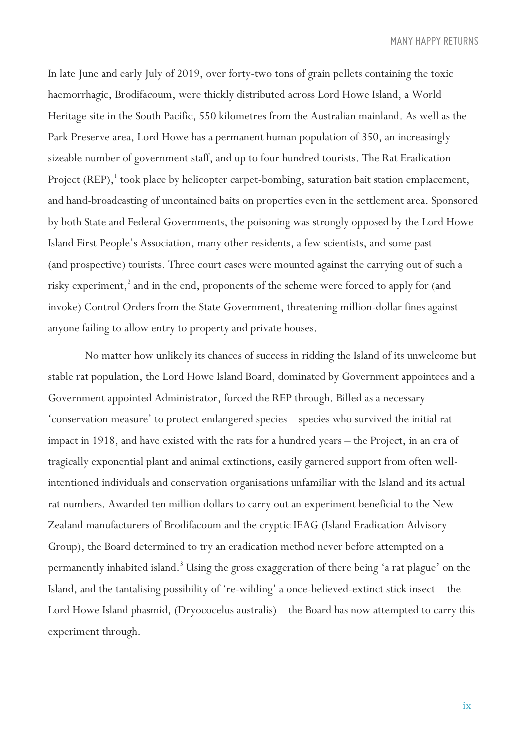In late June and early July of 2019, over forty-two tons of grain pellets containing the toxic haemorrhagic, Brodifacoum, were thickly distributed across Lord Howe Island, a World Heritage site in the South Pacific, 550 kilometres from the Australian mainland. As well as the Park Preserve area, Lord Howe has a permanent human population of 350, an increasingly sizeable number of government staff, and up to four hundred tourists. The Rat Eradication Project (REP),[1] took place by helicopter carpet-bombing, saturation bait station emplacement, and hand-broadcasting of uncontained baits on properties even in the settlement area. Sponsored by both State and Federal Governments, the poisoning was strongly opposed by the Lord Howe Island First People's Association, many other residents, a few scientists, and some past (and prospective) tourists. Three court cases were mounted against the carrying out of such a risky experiment,[2] and in the end, proponents of the scheme were forced to apply for (and invoke) Control Orders from the State Government, threatening million-dollar fines against anyone failing to allow entry to property and private houses.

No matter how unlikely its chances of success in ridding the Island of its unwelcome but stable rat population, the Lord Howe Island Board, dominated by Government appointees and a Government appointed Administrator, forced the REP through. Billed as a necessary 'conservation measure' to protect endangered species – species who survived the initial rat impact in 1918, and have existed with the rats for a hundred years – the Project, in an era of tragically exponential plant and animal extinctions, easily garnered support from often well-intentioned individuals and conservation organisations unfamiliar with the Island and its actual rat numbers. Awarded ten million dollars to carry out an experiment beneficial to the New Zealand manufacturers of Brodifacoum and the cryptic IEAG (Island Eradication Advisory Group), the Board determined to try an eradication method never before attempted on a permanently inhabited island.[3] Using the gross exaggeration of there being 'a rat plague' on the Island, and the tantalising possibility of 're-wilding' a once-believed-extinct stick insect – the Lord Howe Island phasmid, (Dryococelus australis) – the Board has now attempted to carry this experiment through.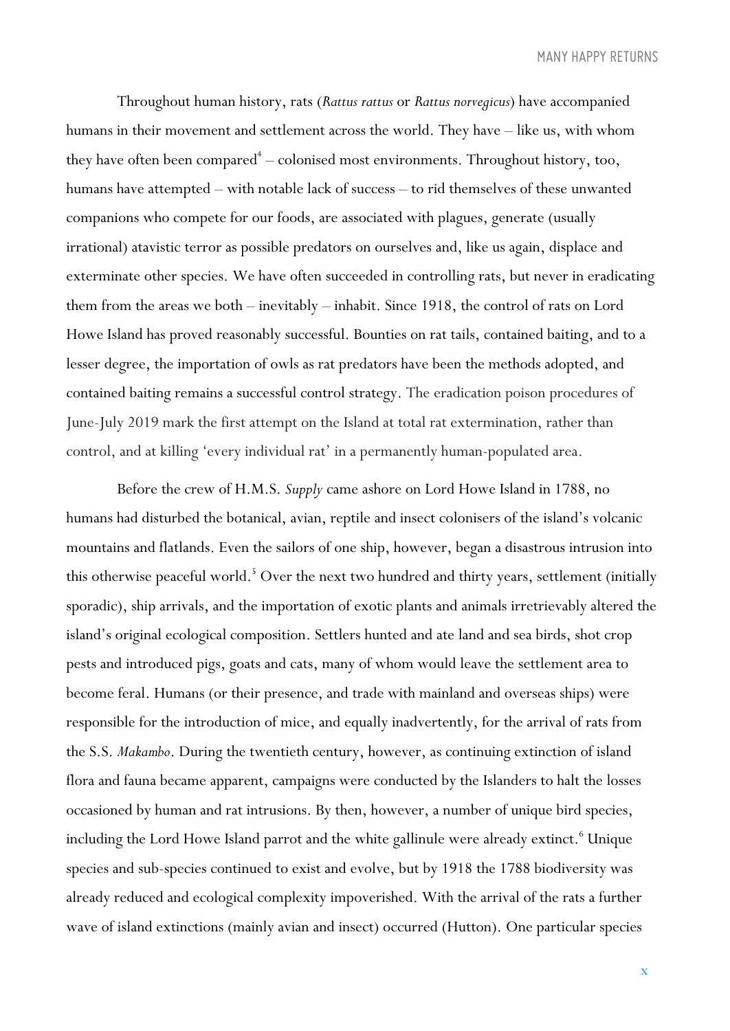Throughout human history, rats (*Rattus rattus* or *Rattus norvegicus*) have accompanied humans in their movement and settlement across the world. They have – like us, with whom they have often been compared[4] – colonised most environments. Throughout history, too, humans have attempted – with notable lack of success – to rid themselves of these unwanted companions who compete for our foods, are associated with plagues, generate (usually irrational) atavistic terror as possible predators on ourselves and, like us again, displace and exterminate other species. We have often succeeded in controlling rats, but never in eradicating them from the areas we both – inevitably – inhabit. Since 1918, the control of rats on Lord Howe Island has proved reasonably successful. Bounties on rat tails, contained baiting, and to a lesser degree, the importation of owls as rat predators have been the methods adopted, and contained baiting remains a successful control strategy. The eradication poison procedures of June-July 2019 mark the first attempt on the Island at total rat extermination, rather than control, and at killing 'every individual rat' in a permanently human-populated area.

Before the crew of H.M.S. *Supply* came ashore on Lord Howe Island in 1788, no humans had disturbed the botanical, avian, reptile and insect colonisers of the island's volcanic mountains and flatlands. Even the sailors of one ship, however, began a disastrous intrusion into this otherwise peaceful world.[5] Over the next two hundred and thirty years, settlement (initially sporadic), ship arrivals, and the importation of exotic plants and animals irretrievably altered the island's original ecological composition. Settlers hunted and ate land and sea birds, shot crop pests and introduced pigs, goats and cats, many of whom would leave the settlement area to become feral. Humans (or their presence, and trade with mainland and overseas ships) were responsible for the introduction of mice, and equally inadvertently, for the arrival of rats from the S.S. *Makambo*. During the twentieth century, however, as continuing extinction of island flora and fauna became apparent, campaigns were conducted by the Islanders to halt the losses occasioned by human and rat intrusions. By then, however, a number of unique bird species, including the Lord Howe Island parrot and the white gallinule were already extinct.[6] Unique species and sub-species continued to exist and evolve, but by 1918 the 1788 biodiversity was already reduced and ecological complexity impoverished. With the arrival of the rats a further wave of island extinctions (mainly avian and insect) occurred (Hutton). One particular species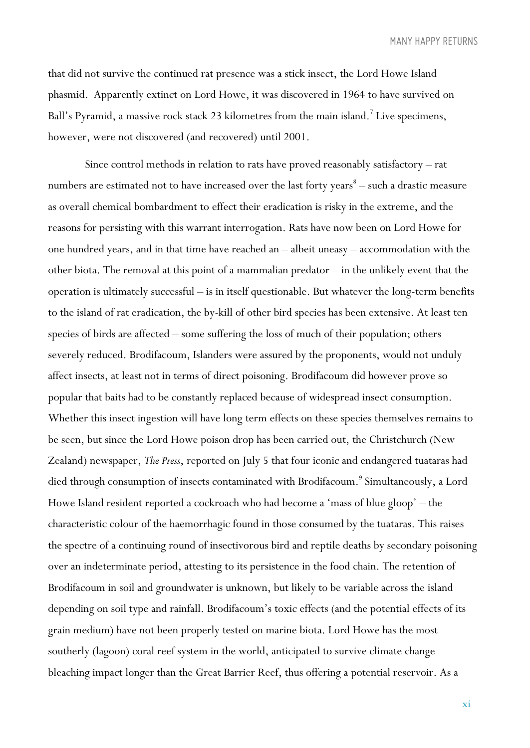that did not survive the continued rat presence was a stick insect, the Lord Howe Island phasmid. Apparently extinct on Lord Howe, it was discovered in 1964 to have survived on Ball's Pyramid, a massive rock stack 23 kilometres from the main island.[7] Live specimens, however, were not discovered (and recovered) until 2001.

Since control methods in relation to rats have proved reasonably satisfactory – rat numbers are estimated not to have increased over the last forty years[8] – such a drastic measure as overall chemical bombardment to effect their eradication is risky in the extreme, and the reasons for persisting with this warrant interrogation. Rats have now been on Lord Howe for one hundred years, and in that time have reached an – albeit uneasy – accommodation with the other biota. The removal at this point of a mammalian predator – in the unlikely event that the operation is ultimately successful – is in itself questionable. But whatever the long-term benefits to the island of rat eradication, the by-kill of other bird species has been extensive. At least ten species of birds are affected – some suffering the loss of much of their population; others severely reduced. Brodifacoum, Islanders were assured by the proponents, would not unduly affect insects, at least not in terms of direct poisoning. Brodifacoum did however prove so popular that baits had to be constantly replaced because of widespread insect consumption. Whether this insect ingestion will have long term effects on these species themselves remains to be seen, but since the Lord Howe poison drop has been carried out, the Christchurch (New Zealand) newspaper, *The Press*, reported on July 5 that four iconic and endangered tuataras had died through consumption of insects contaminated with Brodifacoum.[9] Simultaneously, a Lord Howe Island resident reported a cockroach who had become a 'mass of blue gloop' – the characteristic colour of the haemorrhagic found in those consumed by the tuataras. This raises the spectre of a continuing round of insectivorous bird and reptile deaths by secondary poisoning over an indeterminate period, attesting to its persistence in the food chain. The retention of Brodifacoum in soil and groundwater is unknown, but likely to be variable across the island depending on soil type and rainfall. Brodifacoum's toxic effects (and the potential effects of its grain medium) have not been properly tested on marine biota. Lord Howe has the most southerly (lagoon) coral reef system in the world, anticipated to survive climate change bleaching impact longer than the Great Barrier Reef, thus offering a potential reservoir. As a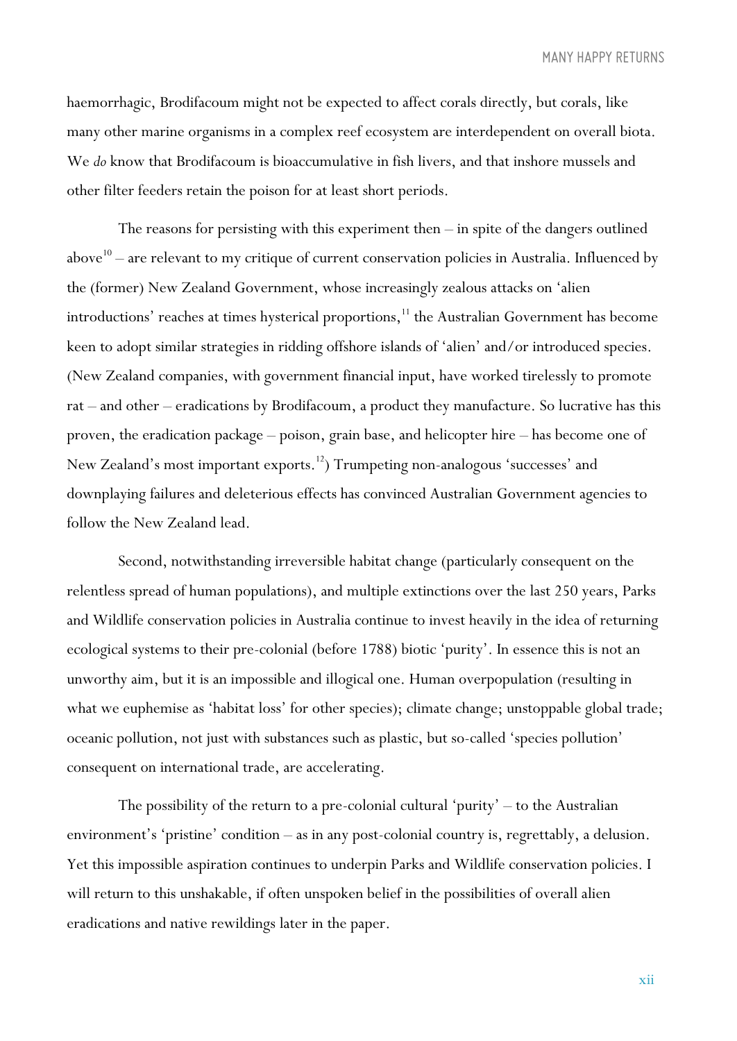haemorrhagic, Brodifacoum might not be expected to affect corals directly, but corals, like many other marine organisms in a complex reef ecosystem are interdependent on overall biota. We *do* know that Brodifacoum is bioaccumulative in fish livers, and that inshore mussels and other filter feeders retain the poison for at least short periods.

The reasons for persisting with this experiment then – in spite of the dangers outlined above[10] – are relevant to my critique of current conservation policies in Australia. Influenced by the (former) New Zealand Government, whose increasingly zealous attacks on 'alien introductions' reaches at times hysterical proportions,[11] the Australian Government has become keen to adopt similar strategies in ridding offshore islands of 'alien' and/or introduced species. (New Zealand companies, with government financial input, have worked tirelessly to promote rat – and other – eradications by Brodifacoum, a product they manufacture. So lucrative has this proven, the eradication package – poison, grain base, and helicopter hire – has become one of New Zealand's most important exports.[12]) Trumpeting non-analogous 'successes' and downplaying failures and deleterious effects has convinced Australian Government agencies to follow the New Zealand lead.

Second, notwithstanding irreversible habitat change (particularly consequent on the relentless spread of human populations), and multiple extinctions over the last 250 years, Parks and Wildlife conservation policies in Australia continue to invest heavily in the idea of returning ecological systems to their pre-colonial (before 1788) biotic 'purity'. In essence this is not an unworthy aim, but it is an impossible and illogical one. Human overpopulation (resulting in what we euphemise as 'habitat loss' for other species); climate change; unstoppable global trade; oceanic pollution, not just with substances such as plastic, but so-called 'species pollution' consequent on international trade, are accelerating.

The possibility of the return to a pre-colonial cultural 'purity' – to the Australian environment's 'pristine' condition – as in any post-colonial country is, regrettably, a delusion. Yet this impossible aspiration continues to underpin Parks and Wildlife conservation policies. I will return to this unshakable, if often unspoken belief in the possibilities of overall alien eradications and native rewildings later in the paper.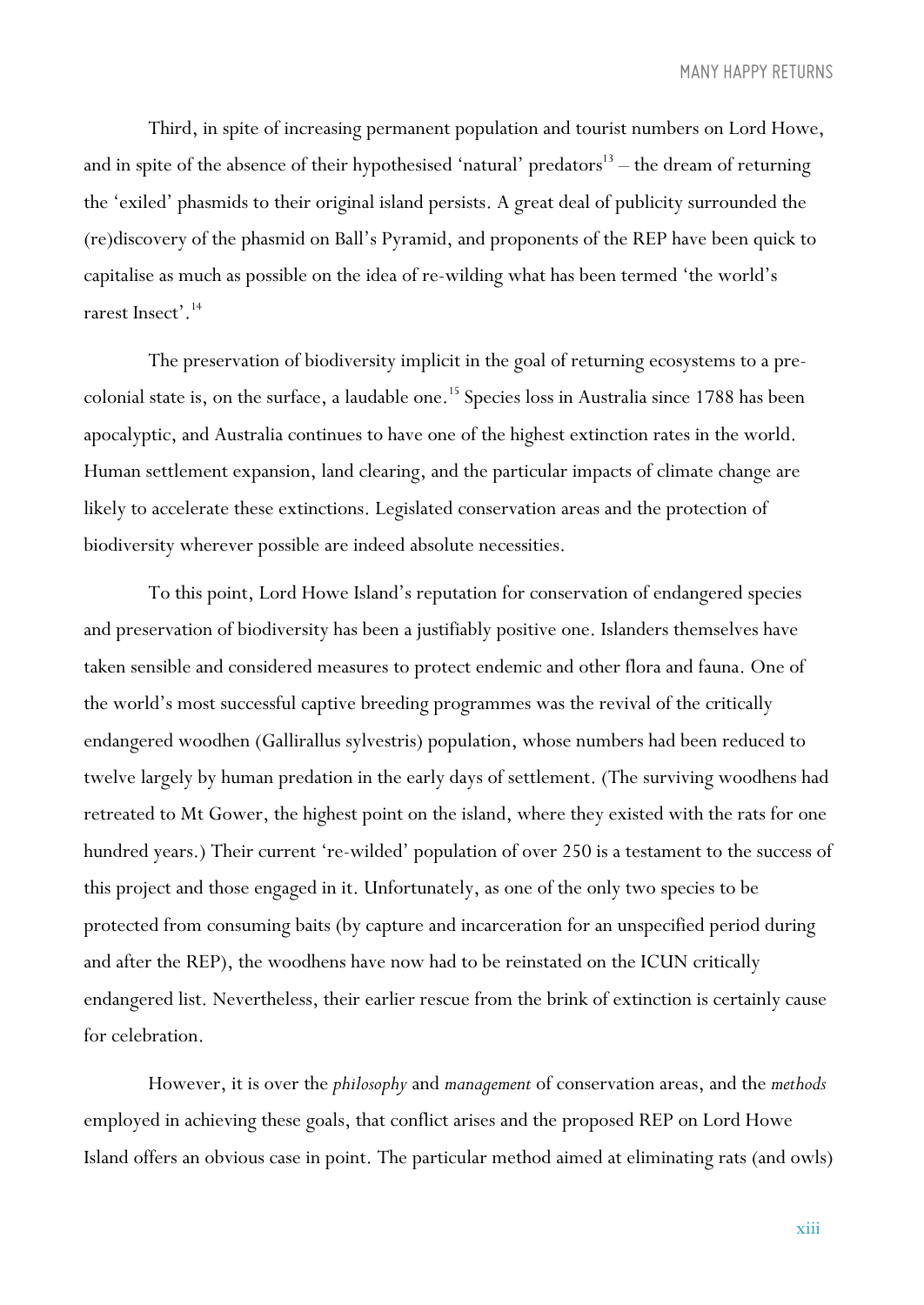Third, in spite of increasing permanent population and tourist numbers on Lord Howe, and in spite of the absence of their hypothesised 'natural' predators[13] – the dream of returning the 'exiled' phasmids to their original island persists. A great deal of publicity surrounded the (re)discovery of the phasmid on Ball's Pyramid, and proponents of the REP have been quick to capitalise as much as possible on the idea of re-wilding what has been termed 'the world's rarest Insect'.[14]

The preservation of biodiversity implicit in the goal of returning ecosystems to a pre-colonial state is, on the surface, a laudable one.[15] Species loss in Australia since 1788 has been apocalyptic, and Australia continues to have one of the highest extinction rates in the world. Human settlement expansion, land clearing, and the particular impacts of climate change are likely to accelerate these extinctions. Legislated conservation areas and the protection of biodiversity wherever possible are indeed absolute necessities.

To this point, Lord Howe Island's reputation for conservation of endangered species and preservation of biodiversity has been a justifiably positive one. Islanders themselves have taken sensible and considered measures to protect endemic and other flora and fauna. One of the world's most successful captive breeding programmes was the revival of the critically endangered woodhen (Gallirallus sylvestris) population, whose numbers had been reduced to twelve largely by human predation in the early days of settlement. (The surviving woodhens had retreated to Mt Gower, the highest point on the island, where they existed with the rats for one hundred years.) Their current 're-wilded' population of over 250 is a testament to the success of this project and those engaged in it. Unfortunately, as one of the only two species to be protected from consuming baits (by capture and incarceration for an unspecified period during and after the REP), the woodhens have now had to be reinstated on the ICUN critically endangered list. Nevertheless, their earlier rescue from the brink of extinction is certainly cause for celebration.

However, it is over the *philosophy* and *management* of conservation areas, and the *methods* employed in achieving these goals, that conflict arises and the proposed REP on Lord Howe Island offers an obvious case in point. The particular method aimed at eliminating rats (and owls)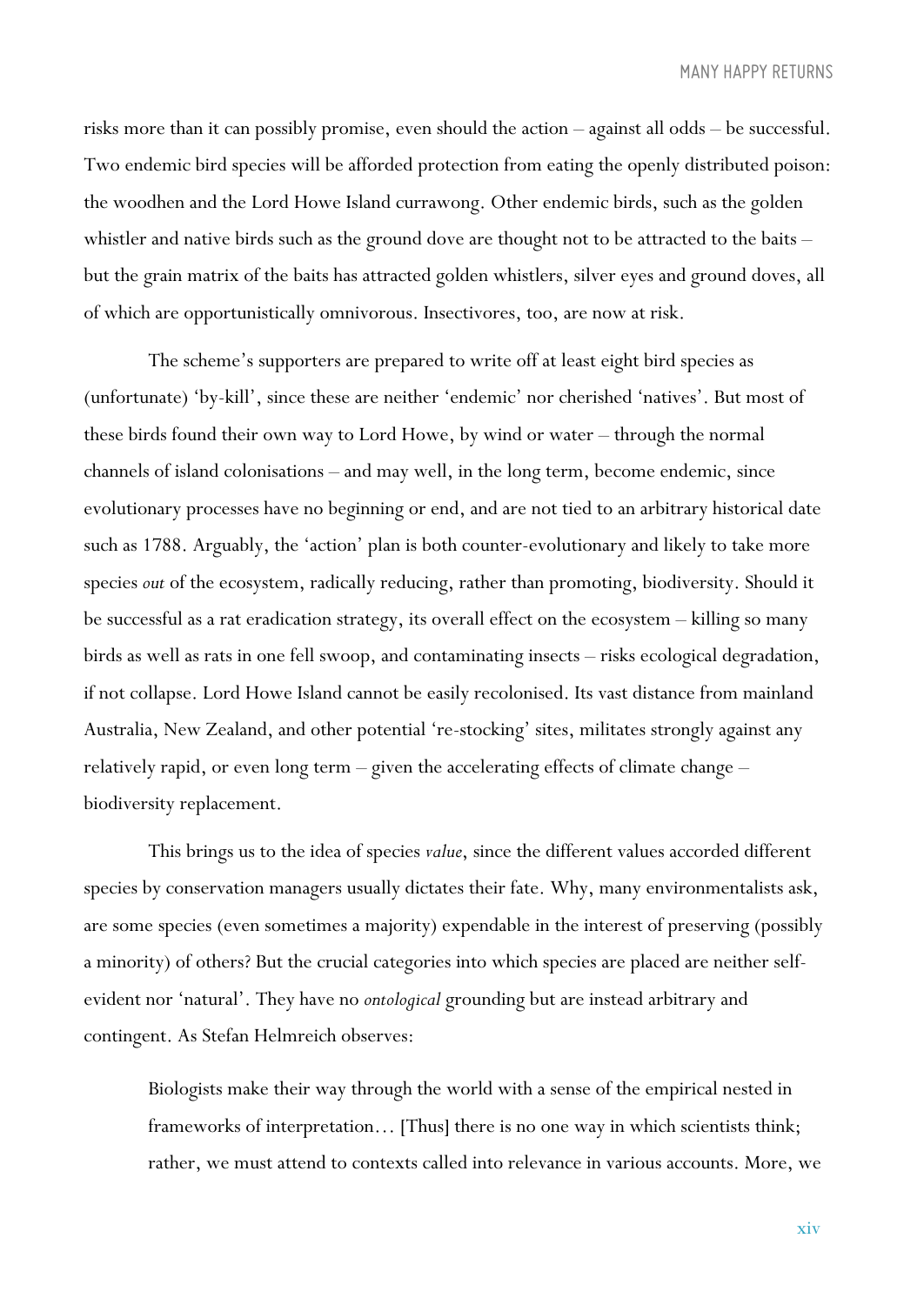risks more than it can possibly promise, even should the action – against all odds – be successful. Two endemic bird species will be afforded protection from eating the openly distributed poison: the woodhen and the Lord Howe Island currawong. Other endemic birds, such as the golden whistler and native birds such as the ground dove are thought not to be attracted to the baits – but the grain matrix of the baits has attracted golden whistlers, silver eyes and ground doves, all of which are opportunistically omnivorous. Insectivores, too, are now at risk.

The scheme's supporters are prepared to write off at least eight bird species as (unfortunate) 'by-kill', since these are neither 'endemic' nor cherished 'natives'. But most of these birds found their own way to Lord Howe, by wind or water – through the normal channels of island colonisations – and may well, in the long term, become endemic, since evolutionary processes have no beginning or end, and are not tied to an arbitrary historical date such as 1788. Arguably, the 'action' plan is both counter-evolutionary and likely to take more species *out* of the ecosystem, radically reducing, rather than promoting, biodiversity. Should it be successful as a rat eradication strategy, its overall effect on the ecosystem – killing so many birds as well as rats in one fell swoop, and contaminating insects – risks ecological degradation, if not collapse. Lord Howe Island cannot be easily recolonised. Its vast distance from mainland Australia, New Zealand, and other potential 're-stocking' sites, militates strongly against any relatively rapid, or even long term – given the accelerating effects of climate change – biodiversity replacement.

This brings us to the idea of species *value*, since the different values accorded different species by conservation managers usually dictates their fate. Why, many environmentalists ask, are some species (even sometimes a majority) expendable in the interest of preserving (possibly a minority) of others? But the crucial categories into which species are placed are neither self-evident nor 'natural'. They have no *ontological* grounding but are instead arbitrary and contingent. As Stefan Helmreich observes:

> Biologists make their way through the world with a sense of the empirical nested in frameworks of interpretation… [Thus] there is no one way in which scientists think; rather, we must attend to contexts called into relevance in various accounts. More, we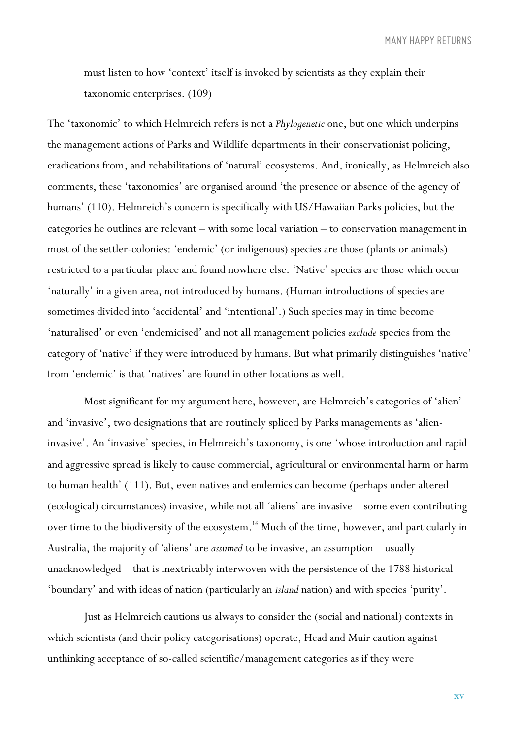must listen to how 'context' itself is invoked by scientists as they explain their taxonomic enterprises. (109)

The 'taxonomic' to which Helmreich refers is not a *Phylogenetic* one, but one which underpins the management actions of Parks and Wildlife departments in their conservationist policing, eradications from, and rehabilitations of 'natural' ecosystems. And, ironically, as Helmreich also comments, these 'taxonomies' are organised around 'the presence or absence of the agency of humans' (110). Helmreich's concern is specifically with US/Hawaiian Parks policies, but the categories he outlines are relevant – with some local variation – to conservation management in most of the settler-colonies: 'endemic' (or indigenous) species are those (plants or animals) restricted to a particular place and found nowhere else. 'Native' species are those which occur 'naturally' in a given area, not introduced by humans. (Human introductions of species are sometimes divided into 'accidental' and 'intentional'.) Such species may in time become 'naturalised' or even 'endemicised' and not all management policies *exclude* species from the category of 'native' if they were introduced by humans. But what primarily distinguishes 'native' from 'endemic' is that 'natives' are found in other locations as well.

Most significant for my argument here, however, are Helmreich's categories of 'alien' and 'invasive', two designations that are routinely spliced by Parks managements as 'alien-invasive'. An 'invasive' species, in Helmreich's taxonomy, is one 'whose introduction and rapid and aggressive spread is likely to cause commercial, agricultural or environmental harm or harm to human health' (111). But, even natives and endemics can become (perhaps under altered (ecological) circumstances) invasive, while not all 'aliens' are invasive – some even contributing over time to the biodiversity of the ecosystem.[16] Much of the time, however, and particularly in Australia, the majority of 'aliens' are *assumed* to be invasive, an assumption – usually unacknowledged – that is inextricably interwoven with the persistence of the 1788 historical 'boundary' and with ideas of nation (particularly an *island* nation) and with species 'purity'.

Just as Helmreich cautions us always to consider the (social and national) contexts in which scientists (and their policy categorisations) operate, Head and Muir caution against unthinking acceptance of so-called scientific/management categories as if they were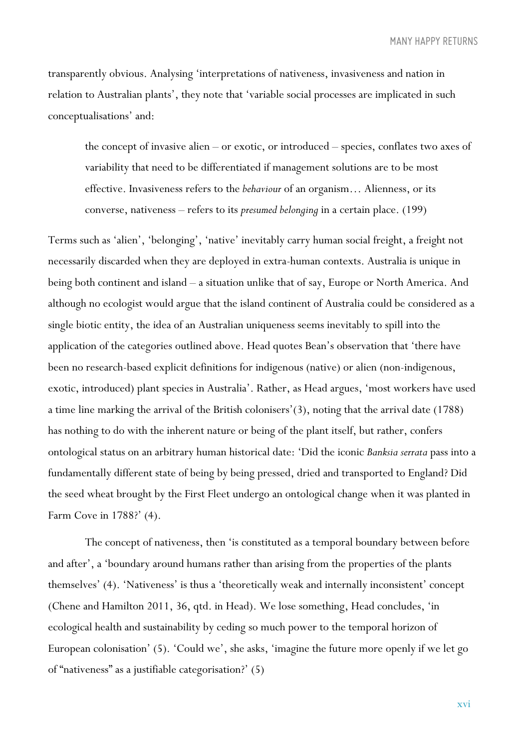transparently obvious. Analysing 'interpretations of nativeness, invasiveness and nation in relation to Australian plants', they note that 'variable social processes are implicated in such conceptualisations' and:

> the concept of invasive alien – or exotic, or introduced – species, conflates two axes of variability that need to be differentiated if management solutions are to be most effective. Invasiveness refers to the *behaviour* of an organism… Alienness, or its converse, nativeness – refers to its *presumed belonging* in a certain place. (199)

Terms such as 'alien', 'belonging', 'native' inevitably carry human social freight, a freight not necessarily discarded when they are deployed in extra-human contexts. Australia is unique in being both continent and island – a situation unlike that of say, Europe or North America. And although no ecologist would argue that the island continent of Australia could be considered as a single biotic entity, the idea of an Australian uniqueness seems inevitably to spill into the application of the categories outlined above. Head quotes Bean's observation that 'there have been no research-based explicit definitions for indigenous (native) or alien (non-indigenous, exotic, introduced) plant species in Australia'. Rather, as Head argues, 'most workers have used a time line marking the arrival of the British colonisers'(3), noting that the arrival date (1788) has nothing to do with the inherent nature or being of the plant itself, but rather, confers ontological status on an arbitrary human historical date: 'Did the iconic *Banksia serrata* pass into a fundamentally different state of being by being pressed, dried and transported to England? Did the seed wheat brought by the First Fleet undergo an ontological change when it was planted in Farm Cove in 1788?' (4).

The concept of nativeness, then 'is constituted as a temporal boundary between before and after', a 'boundary around humans rather than arising from the properties of the plants themselves' (4). 'Nativeness' is thus a 'theoretically weak and internally inconsistent' concept (Chene and Hamilton 2011, 36, qtd. in Head). We lose something, Head concludes, 'in ecological health and sustainability by ceding so much power to the temporal horizon of European colonisation' (5). 'Could we', she asks, 'imagine the future more openly if we let go of "nativeness" as a justifiable categorisation?' (5)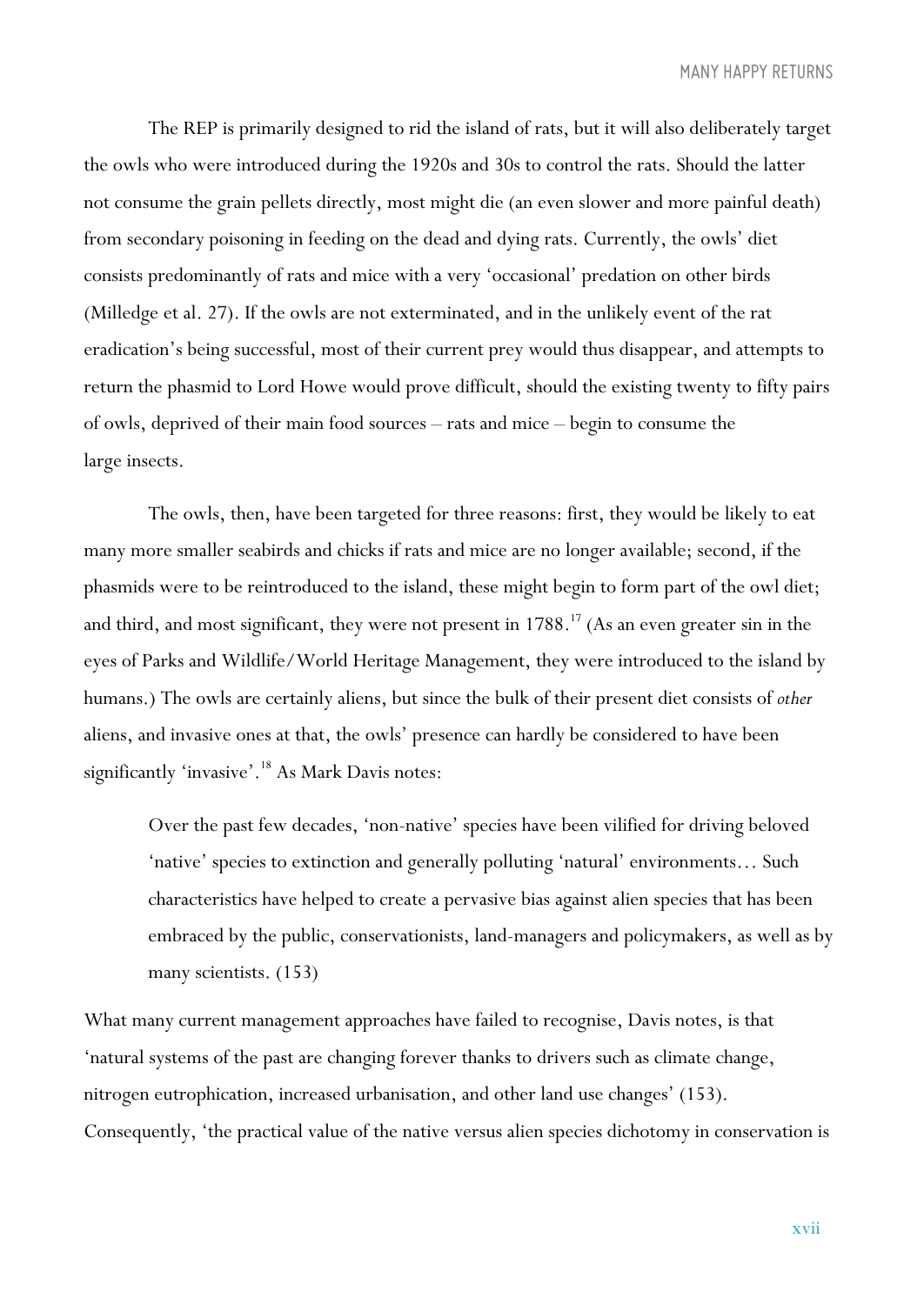The REP is primarily designed to rid the island of rats, but it will also deliberately target the owls who were introduced during the 1920s and 30s to control the rats. Should the latter not consume the grain pellets directly, most might die (an even slower and more painful death) from secondary poisoning in feeding on the dead and dying rats. Currently, the owls' diet consists predominantly of rats and mice with a very 'occasional' predation on other birds (Milledge et al. 27). If the owls are not exterminated, and in the unlikely event of the rat eradication's being successful, most of their current prey would thus disappear, and attempts to return the phasmid to Lord Howe would prove difficult, should the existing twenty to fifty pairs of owls, deprived of their main food sources – rats and mice – begin to consume the large insects.

The owls, then, have been targeted for three reasons: first, they would be likely to eat many more smaller seabirds and chicks if rats and mice are no longer available; second, if the phasmids were to be reintroduced to the island, these might begin to form part of the owl diet; and third, and most significant, they were not present in 1788.[17] (As an even greater sin in the eyes of Parks and Wildlife/World Heritage Management, they were introduced to the island by humans.) The owls are certainly aliens, but since the bulk of their present diet consists of *other* aliens, and invasive ones at that, the owls' presence can hardly be considered to have been significantly 'invasive'.[18] As Mark Davis notes:

> Over the past few decades, 'non-native' species have been vilified for driving beloved 'native' species to extinction and generally polluting 'natural' environments… Such characteristics have helped to create a pervasive bias against alien species that has been embraced by the public, conservationists, land-managers and policymakers, as well as by many scientists. (153)

What many current management approaches have failed to recognise, Davis notes, is that 'natural systems of the past are changing forever thanks to drivers such as climate change, nitrogen eutrophication, increased urbanisation, and other land use changes' (153). Consequently, 'the practical value of the native versus alien species dichotomy in conservation is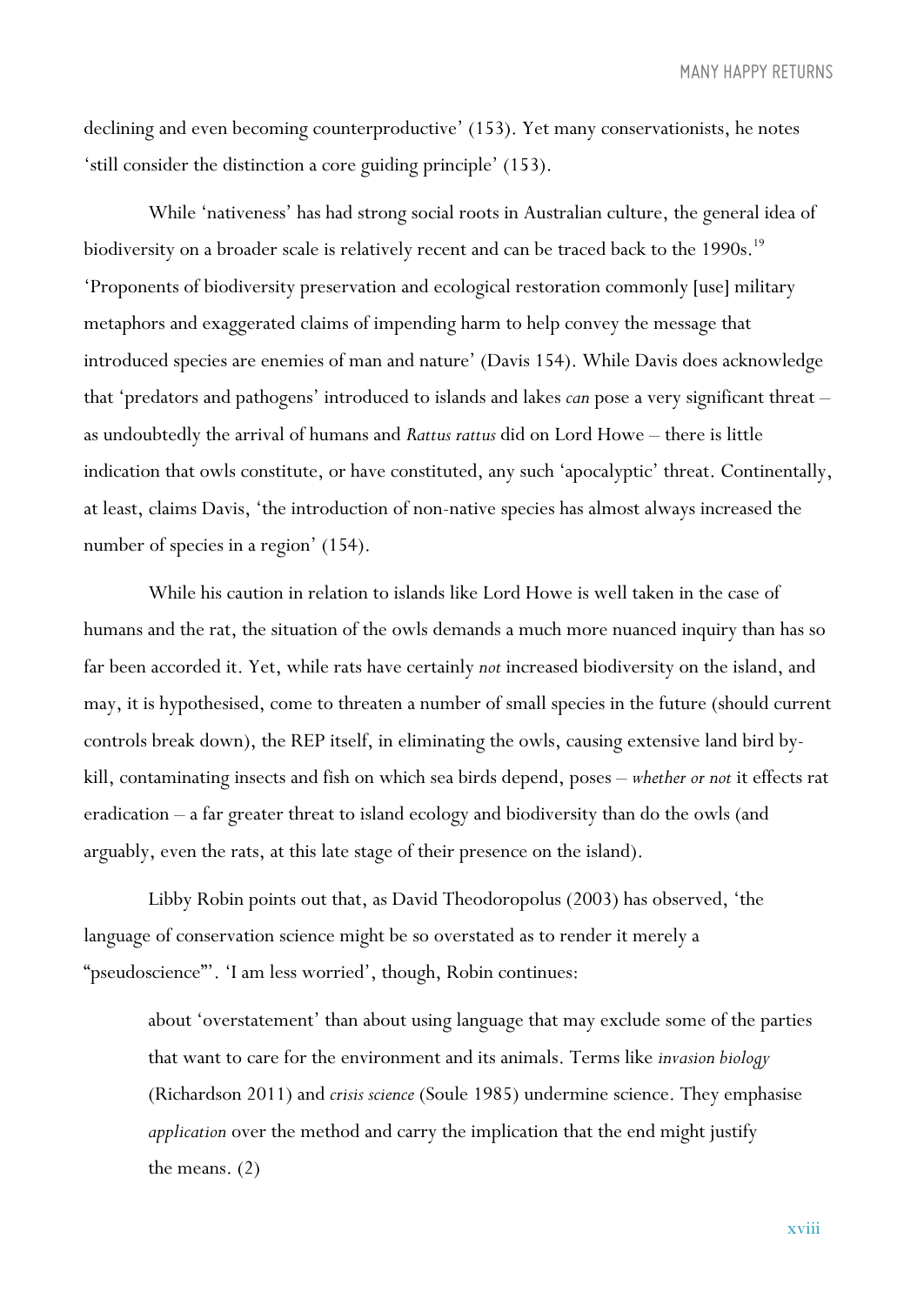declining and even becoming counterproductive' (153). Yet many conservationists, he notes 'still consider the distinction a core guiding principle' (153).

While 'nativeness' has had strong social roots in Australian culture, the general idea of biodiversity on a broader scale is relatively recent and can be traced back to the 1990s.[19] 'Proponents of biodiversity preservation and ecological restoration commonly [use] military metaphors and exaggerated claims of impending harm to help convey the message that introduced species are enemies of man and nature' (Davis 154). While Davis does acknowledge that 'predators and pathogens' introduced to islands and lakes *can* pose a very significant threat – as undoubtedly the arrival of humans and *Rattus rattus* did on Lord Howe – there is little indication that owls constitute, or have constituted, any such 'apocalyptic' threat. Continentally, at least, claims Davis, 'the introduction of non-native species has almost always increased the number of species in a region' (154).

While his caution in relation to islands like Lord Howe is well taken in the case of humans and the rat, the situation of the owls demands a much more nuanced inquiry than has so far been accorded it. Yet, while rats have certainly *not* increased biodiversity on the island, and may, it is hypothesised, come to threaten a number of small species in the future (should current controls break down), the REP itself, in eliminating the owls, causing extensive land bird by-kill, contaminating insects and fish on which sea birds depend, poses – *whether or not* it effects rat eradication – a far greater threat to island ecology and biodiversity than do the owls (and arguably, even the rats, at this late stage of their presence on the island).

Libby Robin points out that, as David Theodoropolus (2003) has observed, 'the language of conservation science might be so overstated as to render it merely a "pseudoscience"'. 'I am less worried', though, Robin continues:

> about 'overstatement' than about using language that may exclude some of the parties that want to care for the environment and its animals. Terms like *invasion biology* (Richardson 2011) and *crisis science* (Soule 1985) undermine science. They emphasise *application* over the method and carry the implication that the end might justify the means. (2)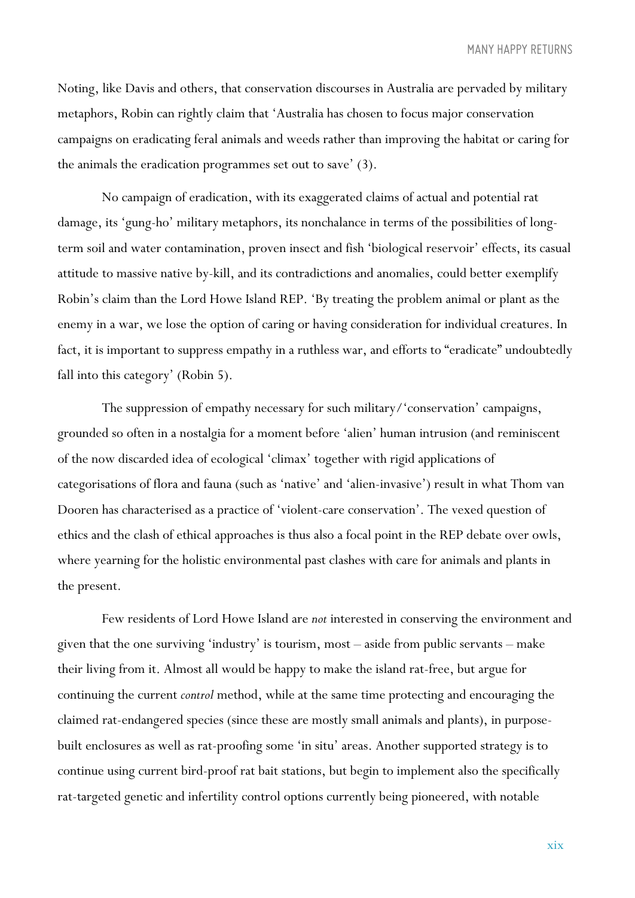Noting, like Davis and others, that conservation discourses in Australia are pervaded by military metaphors, Robin can rightly claim that 'Australia has chosen to focus major conservation campaigns on eradicating feral animals and weeds rather than improving the habitat or caring for the animals the eradication programmes set out to save' (3).

No campaign of eradication, with its exaggerated claims of actual and potential rat damage, its 'gung-ho' military metaphors, its nonchalance in terms of the possibilities of long-term soil and water contamination, proven insect and fish 'biological reservoir' effects, its casual attitude to massive native by-kill, and its contradictions and anomalies, could better exemplify Robin's claim than the Lord Howe Island REP. 'By treating the problem animal or plant as the enemy in a war, we lose the option of caring or having consideration for individual creatures. In fact, it is important to suppress empathy in a ruthless war, and efforts to "eradicate" undoubtedly fall into this category' (Robin 5).

The suppression of empathy necessary for such military/'conservation' campaigns, grounded so often in a nostalgia for a moment before 'alien' human intrusion (and reminiscent of the now discarded idea of ecological 'climax' together with rigid applications of categorisations of flora and fauna (such as 'native' and 'alien-invasive') result in what Thom van Dooren has characterised as a practice of 'violent-care conservation'. The vexed question of ethics and the clash of ethical approaches is thus also a focal point in the REP debate over owls, where yearning for the holistic environmental past clashes with care for animals and plants in the present.

Few residents of Lord Howe Island are *not* interested in conserving the environment and given that the one surviving 'industry' is tourism, most – aside from public servants – make their living from it. Almost all would be happy to make the island rat-free, but argue for continuing the current *control* method, while at the same time protecting and encouraging the claimed rat-endangered species (since these are mostly small animals and plants), in purpose-built enclosures as well as rat-proofing some 'in situ' areas. Another supported strategy is to continue using current bird-proof rat bait stations, but begin to implement also the specifically rat-targeted genetic and infertility control options currently being pioneered, with notable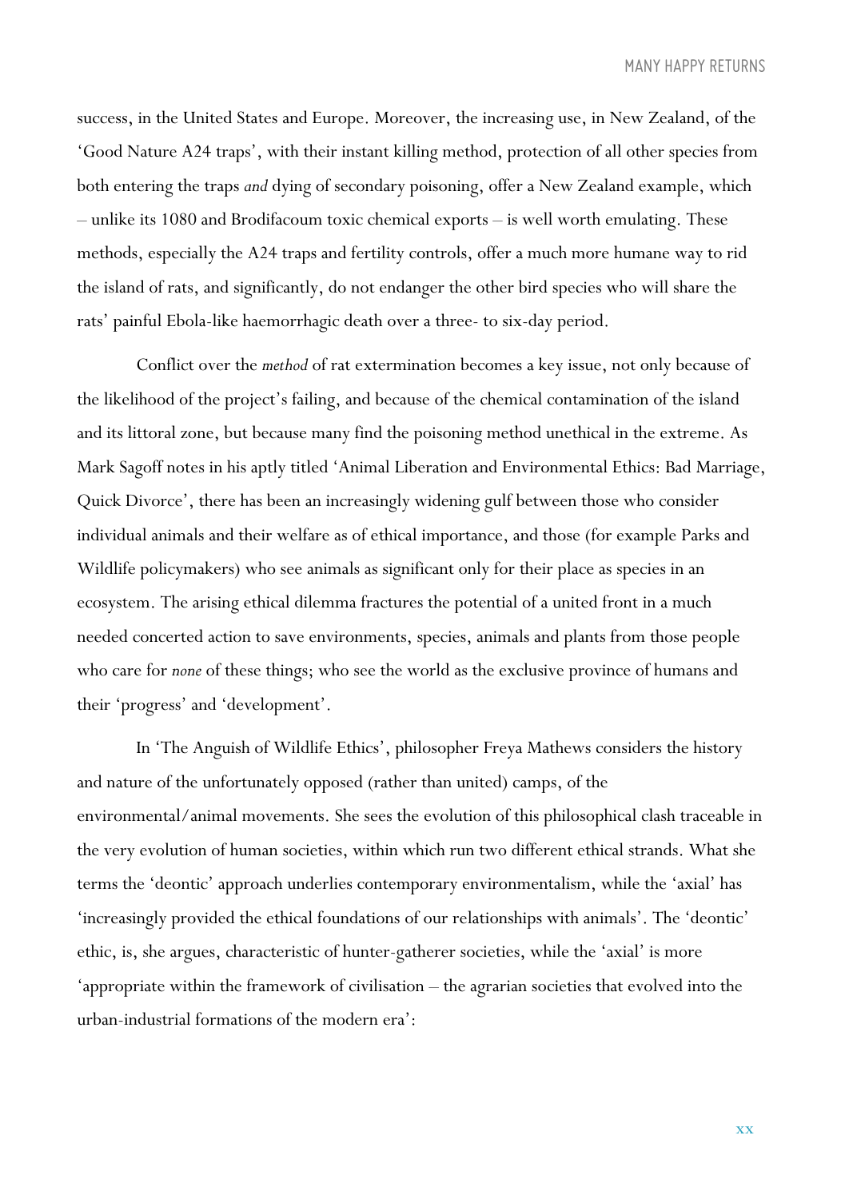success, in the United States and Europe. Moreover, the increasing use, in New Zealand, of the 'Good Nature A24 traps', with their instant killing method, protection of all other species from both entering the traps *and* dying of secondary poisoning, offer a New Zealand example, which – unlike its 1080 and Brodifacoum toxic chemical exports – is well worth emulating. These methods, especially the A24 traps and fertility controls, offer a much more humane way to rid the island of rats, and significantly, do not endanger the other bird species who will share the rats' painful Ebola-like haemorrhagic death over a three- to six-day period.

Conflict over the *method* of rat extermination becomes a key issue, not only because of the likelihood of the project's failing, and because of the chemical contamination of the island and its littoral zone, but because many find the poisoning method unethical in the extreme. As Mark Sagoff notes in his aptly titled 'Animal Liberation and Environmental Ethics: Bad Marriage, Quick Divorce', there has been an increasingly widening gulf between those who consider individual animals and their welfare as of ethical importance, and those (for example Parks and Wildlife policymakers) who see animals as significant only for their place as species in an ecosystem. The arising ethical dilemma fractures the potential of a united front in a much needed concerted action to save environments, species, animals and plants from those people who care for *none* of these things; who see the world as the exclusive province of humans and their 'progress' and 'development'.

In 'The Anguish of Wildlife Ethics', philosopher Freya Mathews considers the history and nature of the unfortunately opposed (rather than united) camps, of the environmental/animal movements. She sees the evolution of this philosophical clash traceable in the very evolution of human societies, within which run two different ethical strands. What she terms the 'deontic' approach underlies contemporary environmentalism, while the 'axial' has 'increasingly provided the ethical foundations of our relationships with animals'. The 'deontic' ethic, is, she argues, characteristic of hunter-gatherer societies, while the 'axial' is more 'appropriate within the framework of civilisation – the agrarian societies that evolved into the urban-industrial formations of the modern era':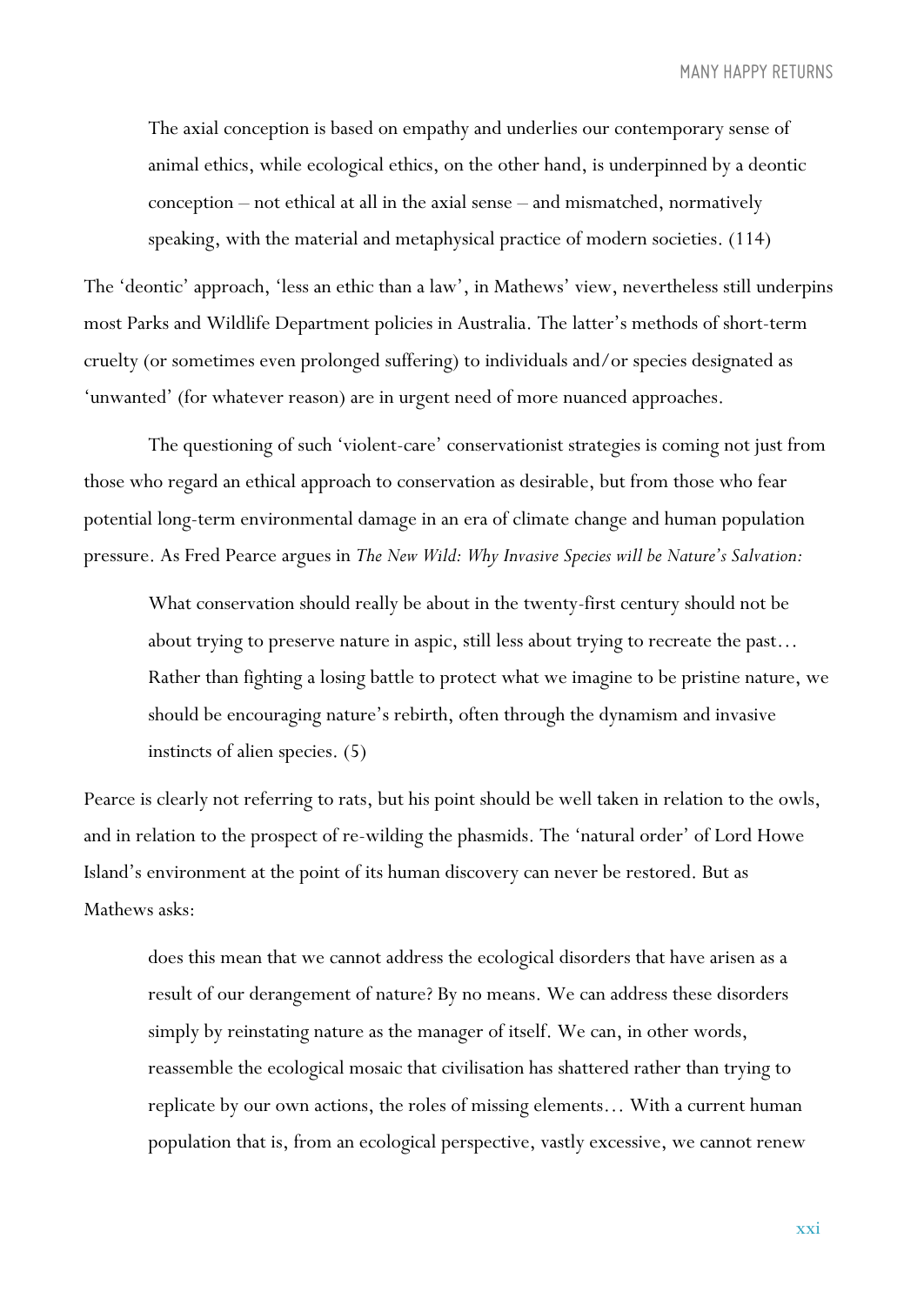> The axial conception is based on empathy and underlies our contemporary sense of animal ethics, while ecological ethics, on the other hand, is underpinned by a deontic conception – not ethical at all in the axial sense – and mismatched, normatively speaking, with the material and metaphysical practice of modern societies. (114)

The 'deontic' approach, 'less an ethic than a law', in Mathews' view, nevertheless still underpins most Parks and Wildlife Department policies in Australia. The latter's methods of short-term cruelty (or sometimes even prolonged suffering) to individuals and/or species designated as 'unwanted' (for whatever reason) are in urgent need of more nuanced approaches.

The questioning of such 'violent-care' conservationist strategies is coming not just from those who regard an ethical approach to conservation as desirable, but from those who fear potential long-term environmental damage in an era of climate change and human population pressure. As Fred Pearce argues in *The New Wild: Why Invasive Species will be Nature's Salvation:*

> What conservation should really be about in the twenty-first century should not be about trying to preserve nature in aspic, still less about trying to recreate the past… Rather than fighting a losing battle to protect what we imagine to be pristine nature, we should be encouraging nature's rebirth, often through the dynamism and invasive instincts of alien species. (5)

Pearce is clearly not referring to rats, but his point should be well taken in relation to the owls, and in relation to the prospect of re-wilding the phasmids. The 'natural order' of Lord Howe Island's environment at the point of its human discovery can never be restored. But as Mathews asks:

> does this mean that we cannot address the ecological disorders that have arisen as a result of our derangement of nature? By no means. We can address these disorders simply by reinstating nature as the manager of itself. We can, in other words, reassemble the ecological mosaic that civilisation has shattered rather than trying to replicate by our own actions, the roles of missing elements… With a current human population that is, from an ecological perspective, vastly excessive, we cannot renew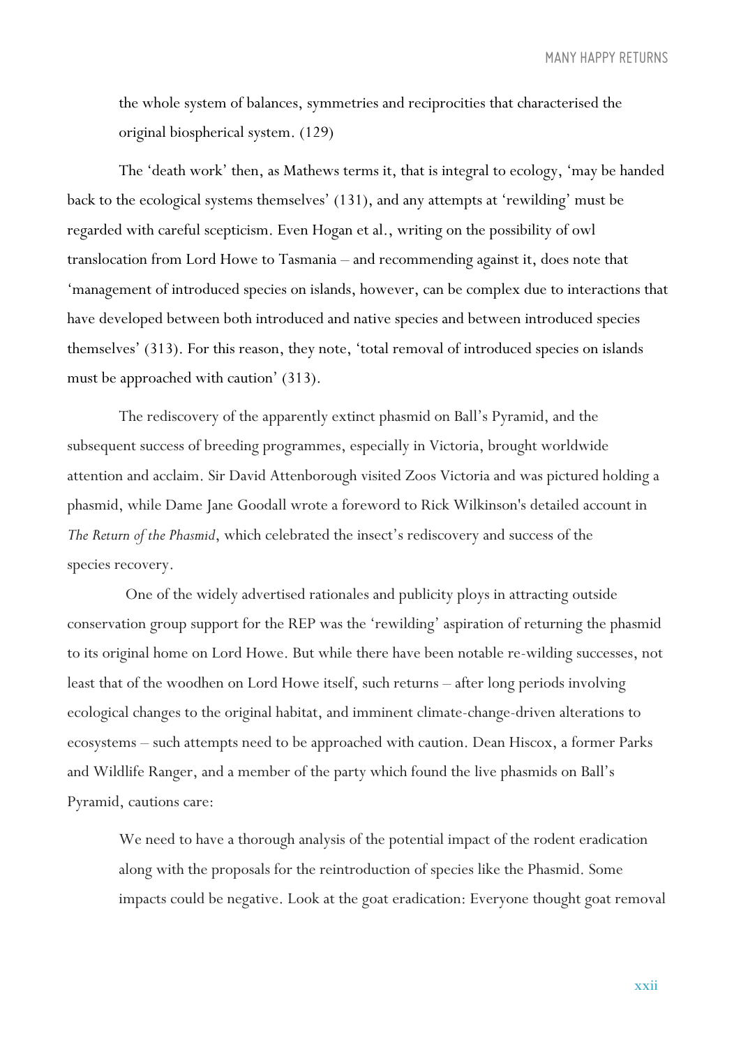> the whole system of balances, symmetries and reciprocities that characterised the original biospherical system. (129)

The 'death work' then, as Mathews terms it, that is integral to ecology, 'may be handed back to the ecological systems themselves' (131), and any attempts at 'rewilding' must be regarded with careful scepticism. Even Hogan et al., writing on the possibility of owl translocation from Lord Howe to Tasmania – and recommending against it, does note that 'management of introduced species on islands, however, can be complex due to interactions that have developed between both introduced and native species and between introduced species themselves' (313). For this reason, they note, 'total removal of introduced species on islands must be approached with caution' (313).

The rediscovery of the apparently extinct phasmid on Ball's Pyramid, and the subsequent success of breeding programmes, especially in Victoria, brought worldwide attention and acclaim. Sir David Attenborough visited Zoos Victoria and was pictured holding a phasmid, while Dame Jane Goodall wrote a foreword to Rick Wilkinson's detailed account in *The Return of the Phasmid*, which celebrated the insect's rediscovery and success of the species recovery.

One of the widely advertised rationales and publicity ploys in attracting outside conservation group support for the REP was the 'rewilding' aspiration of returning the phasmid to its original home on Lord Howe. But while there have been notable re-wilding successes, not least that of the woodhen on Lord Howe itself, such returns – after long periods involving ecological changes to the original habitat, and imminent climate-change-driven alterations to ecosystems – such attempts need to be approached with caution. Dean Hiscox, a former Parks and Wildlife Ranger, and a member of the party which found the live phasmids on Ball's Pyramid, cautions care:

> We need to have a thorough analysis of the potential impact of the rodent eradication along with the proposals for the reintroduction of species like the Phasmid. Some impacts could be negative. Look at the goat eradication: Everyone thought goat removal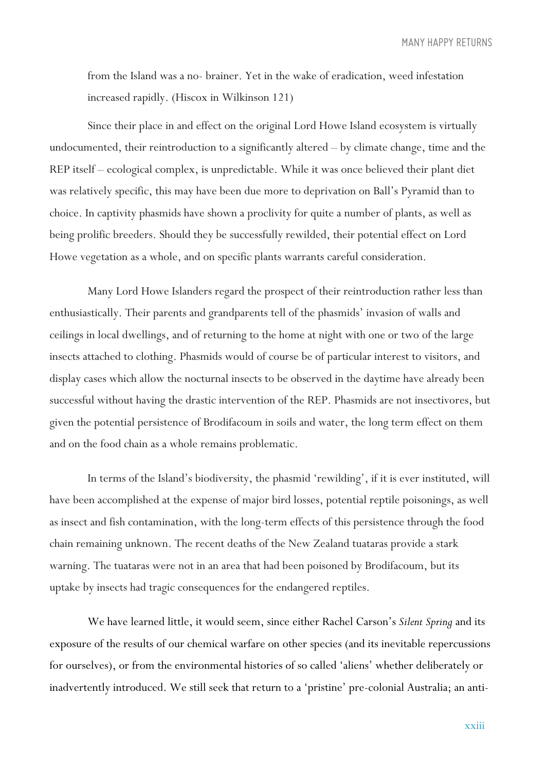from the Island was a no- brainer. Yet in the wake of eradication, weed infestation increased rapidly. (Hiscox in Wilkinson 121)

Since their place in and effect on the original Lord Howe Island ecosystem is virtually undocumented, their reintroduction to a significantly altered – by climate change, time and the REP itself – ecological complex, is unpredictable. While it was once believed their plant diet was relatively specific, this may have been due more to deprivation on Ball's Pyramid than to choice. In captivity phasmids have shown a proclivity for quite a number of plants, as well as being prolific breeders. Should they be successfully rewilded, their potential effect on Lord Howe vegetation as a whole, and on specific plants warrants careful consideration.

Many Lord Howe Islanders regard the prospect of their reintroduction rather less than enthusiastically. Their parents and grandparents tell of the phasmids' invasion of walls and ceilings in local dwellings, and of returning to the home at night with one or two of the large insects attached to clothing. Phasmids would of course be of particular interest to visitors, and display cases which allow the nocturnal insects to be observed in the daytime have already been successful without having the drastic intervention of the REP. Phasmids are not insectivores, but given the potential persistence of Brodifacoum in soils and water, the long term effect on them and on the food chain as a whole remains problematic.

In terms of the Island's biodiversity, the phasmid 'rewilding', if it is ever instituted, will have been accomplished at the expense of major bird losses, potential reptile poisonings, as well as insect and fish contamination, with the long-term effects of this persistence through the food chain remaining unknown. The recent deaths of the New Zealand tuataras provide a stark warning. The tuataras were not in an area that had been poisoned by Brodifacoum, but its uptake by insects had tragic consequences for the endangered reptiles.

We have learned little, it would seem, since either Rachel Carson's *Silent Spring* and its exposure of the results of our chemical warfare on other species (and its inevitable repercussions for ourselves), or from the environmental histories of so called 'aliens' whether deliberately or inadvertently introduced. We still seek that return to a 'pristine' pre-colonial Australia; an anti-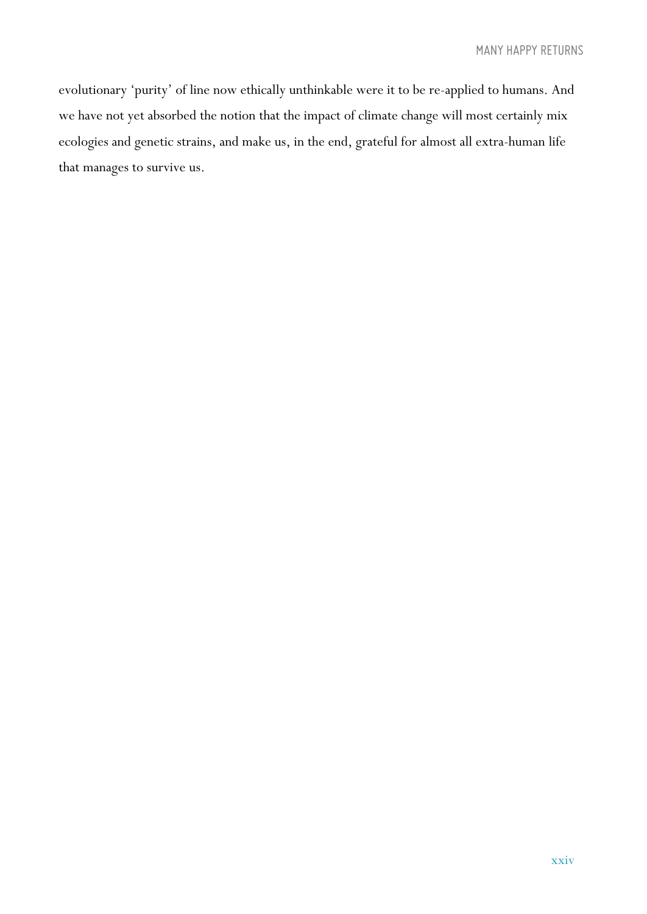evolutionary 'purity' of line now ethically unthinkable were it to be re-applied to humans. And we have not yet absorbed the notion that the impact of climate change will most certainly mix ecologies and genetic strains, and make us, in the end, grateful for almost all extra-human life that manages to survive us.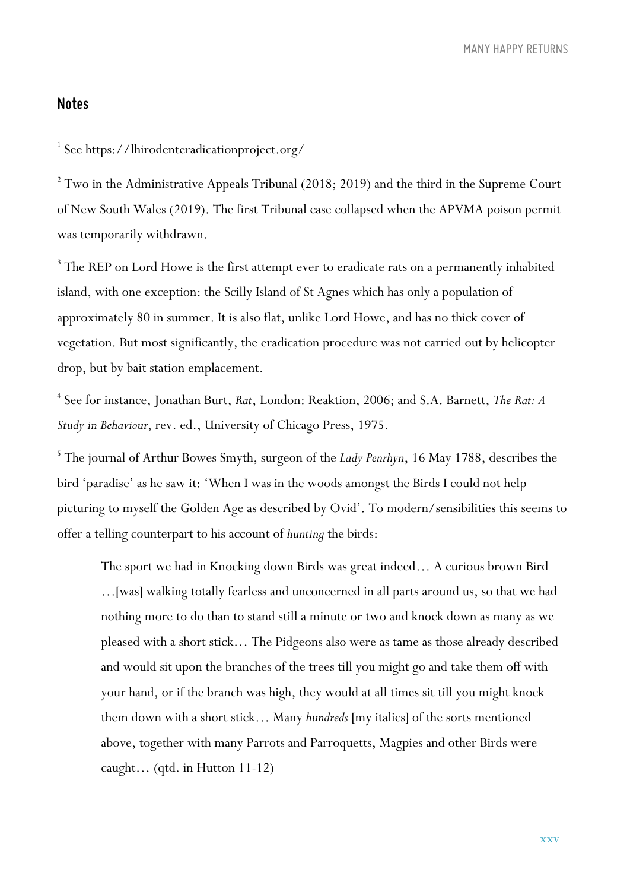## Notes

[1] See https://lhirodenteradicationproject.org/

[2] Two in the Administrative Appeals Tribunal (2018; 2019) and the third in the Supreme Court of New South Wales (2019). The first Tribunal case collapsed when the APVMA poison permit was temporarily withdrawn.

[3] The REP on Lord Howe is the first attempt ever to eradicate rats on a permanently inhabited island, with one exception: the Scilly Island of St Agnes which has only a population of approximately 80 in summer. It is also flat, unlike Lord Howe, and has no thick cover of vegetation. But most significantly, the eradication procedure was not carried out by helicopter drop, but by bait station emplacement.

[4] See for instance, Jonathan Burt, *Rat*, London: Reaktion, 2006; and S.A. Barnett, *The Rat: A Study in Behaviour*, rev. ed., University of Chicago Press, 1975.

[5] The journal of Arthur Bowes Smyth, surgeon of the *Lady Penrhyn*, 16 May 1788, describes the bird 'paradise' as he saw it: 'When I was in the woods amongst the Birds I could not help picturing to myself the Golden Age as described by Ovid'. To modern/sensibilities this seems to offer a telling counterpart to his account of *hunting* the birds:

> The sport we had in Knocking down Birds was great indeed… A curious brown Bird …[was] walking totally fearless and unconcerned in all parts around us, so that we had nothing more to do than to stand still a minute or two and knock down as many as we pleased with a short stick… The Pidgeons also were as tame as those already described and would sit upon the branches of the trees till you might go and take them off with your hand, or if the branch was high, they would at all times sit till you might knock them down with a short stick… Many *hundreds* [my italics] of the sorts mentioned above, together with many Parrots and Parroquetts, Magpies and other Birds were caught… (qtd. in Hutton 11-12)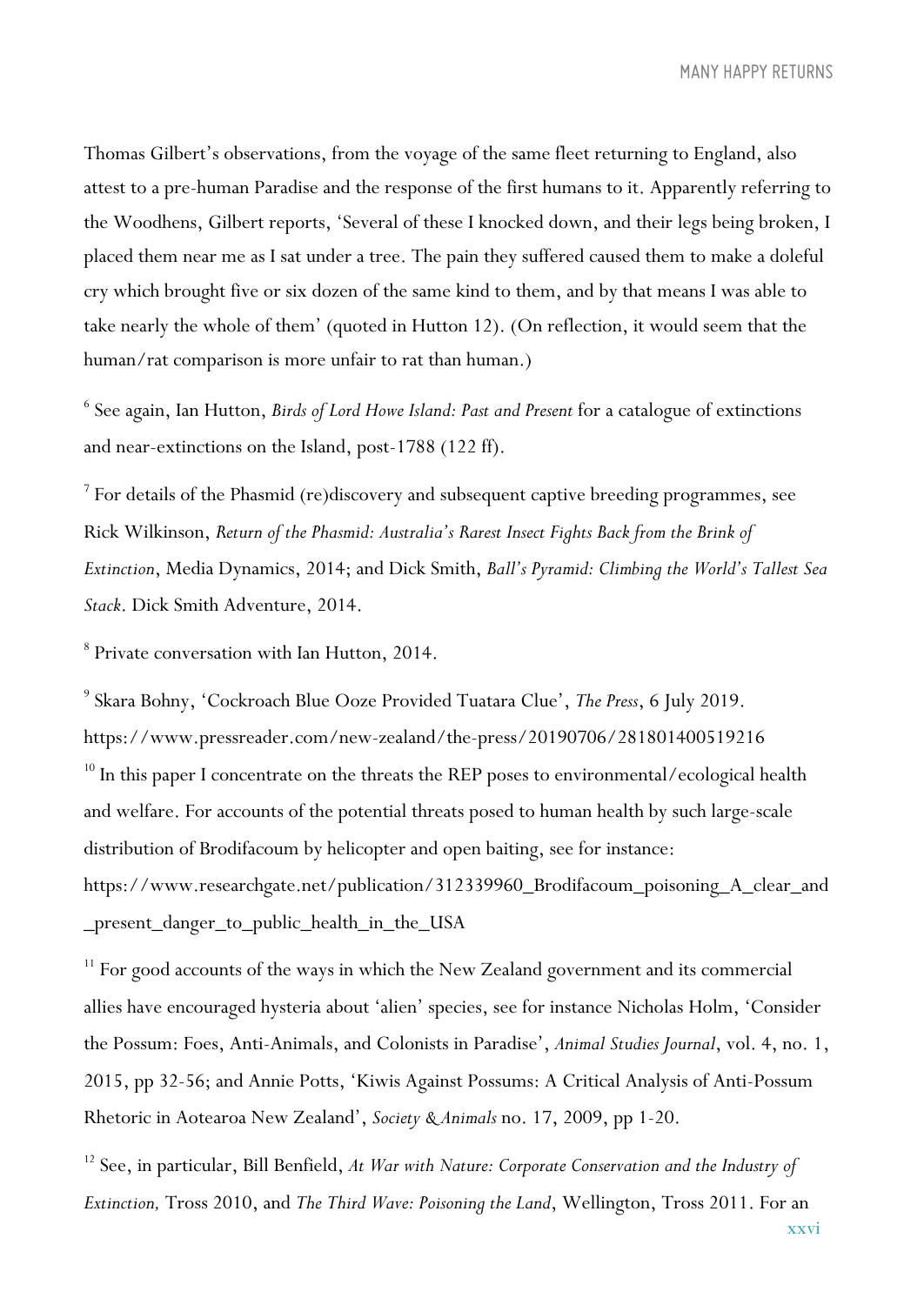Thomas Gilbert's observations, from the voyage of the same fleet returning to England, also attest to a pre-human Paradise and the response of the first humans to it. Apparently referring to the Woodhens, Gilbert reports, 'Several of these I knocked down, and their legs being broken, I placed them near me as I sat under a tree. The pain they suffered caused them to make a doleful cry which brought five or six dozen of the same kind to them, and by that means I was able to take nearly the whole of them' (quoted in Hutton 12). (On reflection, it would seem that the human/rat comparison is more unfair to rat than human.)

[6] See again, Ian Hutton, *Birds of Lord Howe Island: Past and Present* for a catalogue of extinctions and near-extinctions on the Island, post-1788 (122 ff).

[7] For details of the Phasmid (re)discovery and subsequent captive breeding programmes, see Rick Wilkinson, *Return of the Phasmid: Australia's Rarest Insect Fights Back from the Brink of Extinction*, Media Dynamics, 2014; and Dick Smith, *Ball's Pyramid: Climbing the World's Tallest Sea Stack*. Dick Smith Adventure, 2014.

[8] Private conversation with Ian Hutton, 2014.

[9] Skara Bohny, 'Cockroach Blue Ooze Provided Tuatara Clue', *The Press*, 6 July 2019. https://www.pressreader.com/new-zealand/the-press/20190706/281801400519216

[10] In this paper I concentrate on the threats the REP poses to environmental/ecological health and welfare. For accounts of the potential threats posed to human health by such large-scale distribution of Brodifacoum by helicopter and open baiting, see for instance: https://www.researchgate.net/publication/312339960_Brodifacoum_poisoning_A_clear_and_present_danger_to_public_health_in_the_USA

[11] For good accounts of the ways in which the New Zealand government and its commercial allies have encouraged hysteria about 'alien' species, see for instance Nicholas Holm, 'Consider the Possum: Foes, Anti-Animals, and Colonists in Paradise', *Animal Studies Journal*, vol. 4, no. 1, 2015, pp 32-56; and Annie Potts, 'Kiwis Against Possums: A Critical Analysis of Anti-Possum Rhetoric in Aotearoa New Zealand', *Society & Animals* no. 17, 2009, pp 1-20.

[12] See, in particular, Bill Benfield, *At War with Nature: Corporate Conservation and the Industry of Extinction,* Tross 2010, and *The Third Wave: Poisoning the Land*, Wellington, Tross 2011. For an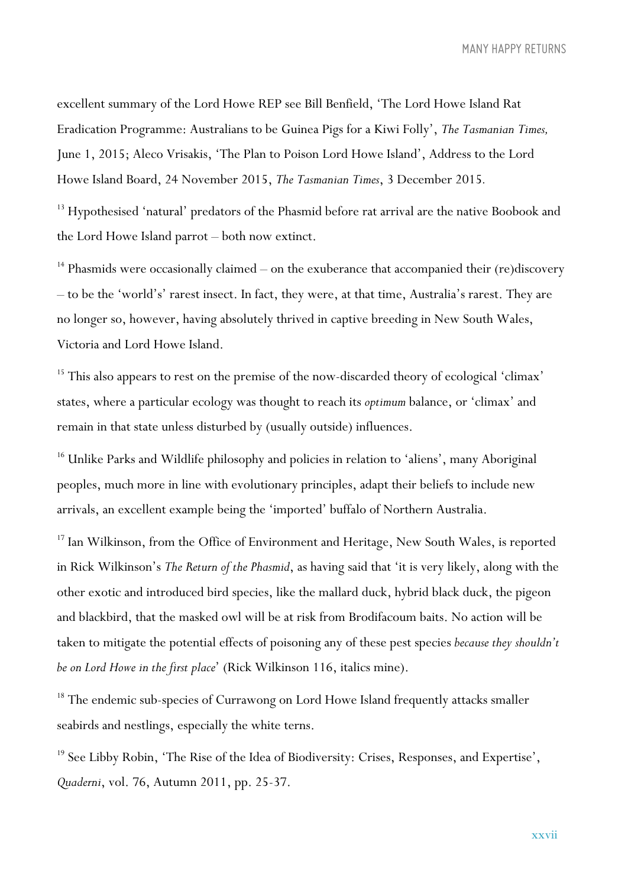excellent summary of the Lord Howe REP see Bill Benfield, 'The Lord Howe Island Rat Eradication Programme: Australians to be Guinea Pigs for a Kiwi Folly', *The Tasmanian Times,* June 1, 2015; Aleco Vrisakis, 'The Plan to Poison Lord Howe Island', Address to the Lord Howe Island Board, 24 November 2015, *The Tasmanian Times*, 3 December 2015.

[13] Hypothesised 'natural' predators of the Phasmid before rat arrival are the native Boobook and the Lord Howe Island parrot – both now extinct.

[14] Phasmids were occasionally claimed – on the exuberance that accompanied their (re)discovery – to be the 'world's' rarest insect. In fact, they were, at that time, Australia's rarest. They are no longer so, however, having absolutely thrived in captive breeding in New South Wales, Victoria and Lord Howe Island.

[15] This also appears to rest on the premise of the now-discarded theory of ecological 'climax' states, where a particular ecology was thought to reach its *optimum* balance, or 'climax' and remain in that state unless disturbed by (usually outside) influences.

[16] Unlike Parks and Wildlife philosophy and policies in relation to 'aliens', many Aboriginal peoples, much more in line with evolutionary principles, adapt their beliefs to include new arrivals, an excellent example being the 'imported' buffalo of Northern Australia.

[17] Ian Wilkinson, from the Office of Environment and Heritage, New South Wales, is reported in Rick Wilkinson's *The Return of the Phasmid*, as having said that 'it is very likely, along with the other exotic and introduced bird species, like the mallard duck, hybrid black duck, the pigeon and blackbird, that the masked owl will be at risk from Brodifacoum baits. No action will be taken to mitigate the potential effects of poisoning any of these pest species *because they shouldn't be on Lord Howe in the first place*' (Rick Wilkinson 116, italics mine).

[18] The endemic sub-species of Currawong on Lord Howe Island frequently attacks smaller seabirds and nestlings, especially the white terns.

[19] See Libby Robin, 'The Rise of the Idea of Biodiversity: Crises, Responses, and Expertise', *Quaderni*, vol. 76, Autumn 2011, pp. 25-37.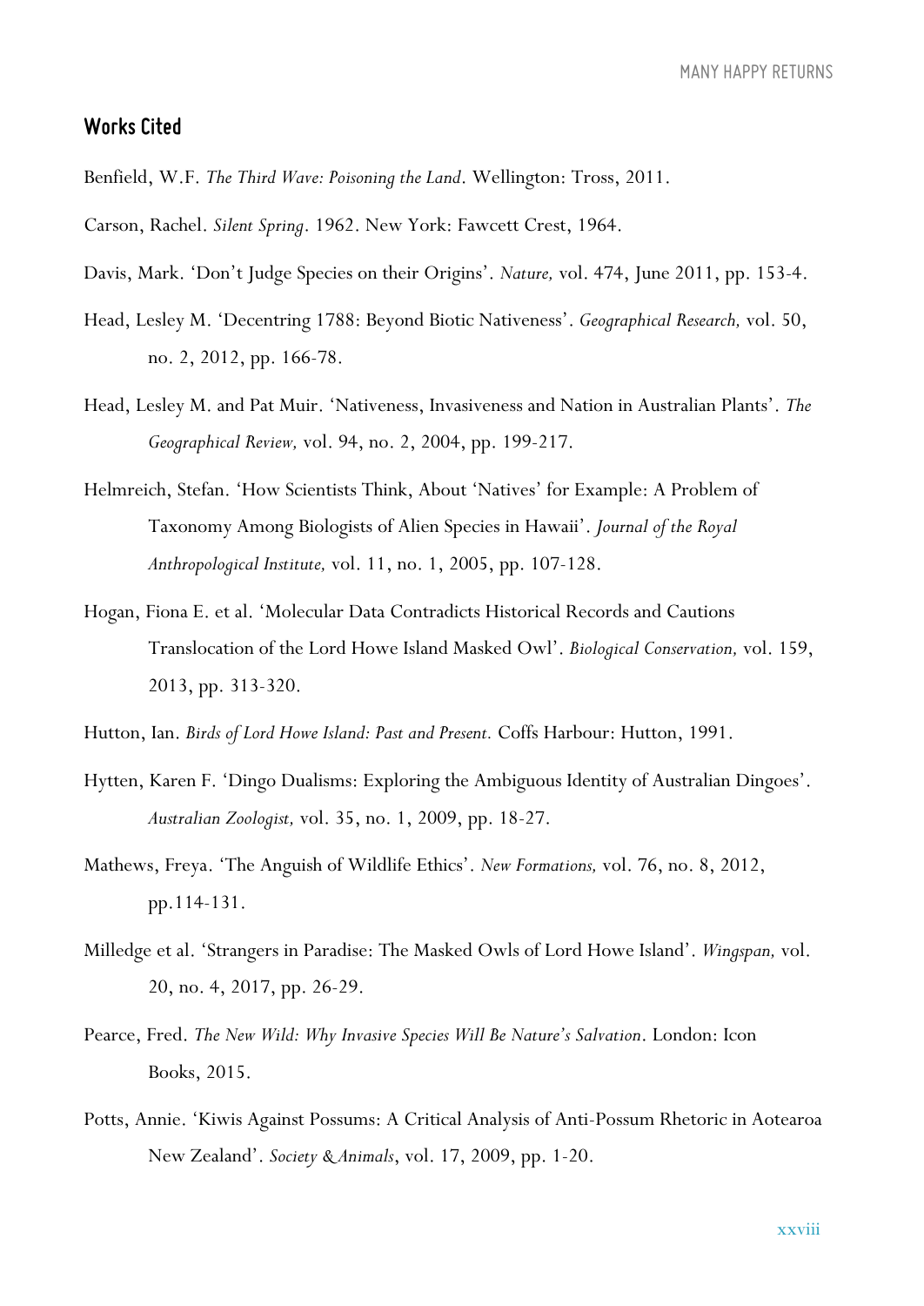## Works Cited

Benfield, W.F. *The Third Wave: Poisoning the Land*. Wellington: Tross, 2011.

Carson, Rachel. *Silent Spring*. 1962. New York: Fawcett Crest, 1964.

Davis, Mark. 'Don't Judge Species on their Origins'. *Nature,* vol. 474, June 2011, pp. 153-4.

Head, Lesley M. 'Decentring 1788: Beyond Biotic Nativeness'. *Geographical Research,* vol. 50, no. 2, 2012, pp. 166-78.

Head, Lesley M. and Pat Muir. 'Nativeness, Invasiveness and Nation in Australian Plants'. *The Geographical Review,* vol. 94, no. 2, 2004, pp. 199-217.

Helmreich, Stefan. 'How Scientists Think, About 'Natives' for Example: A Problem of Taxonomy Among Biologists of Alien Species in Hawaii'. *Journal of the Royal Anthropological Institute,* vol. 11, no. 1, 2005, pp. 107-128.

Hogan, Fiona E. et al. 'Molecular Data Contradicts Historical Records and Cautions Translocation of the Lord Howe Island Masked Owl'. *Biological Conservation,* vol. 159, 2013, pp. 313-320.

Hutton, Ian. *Birds of Lord Howe Island: Past and Present.* Coffs Harbour: Hutton, 1991.

Hytten, Karen F. 'Dingo Dualisms: Exploring the Ambiguous Identity of Australian Dingoes'. *Australian Zoologist,* vol. 35, no. 1, 2009, pp. 18-27.

Mathews, Freya. 'The Anguish of Wildlife Ethics'. *New Formations,* vol. 76, no. 8, 2012, pp.114-131.

Milledge et al. 'Strangers in Paradise: The Masked Owls of Lord Howe Island'. *Wingspan,* vol. 20, no. 4, 2017, pp. 26-29.

Pearce, Fred. *The New Wild: Why Invasive Species Will Be Nature's Salvation*. London: Icon Books, 2015.

Potts, Annie. 'Kiwis Against Possums: A Critical Analysis of Anti-Possum Rhetoric in Aotearoa New Zealand'. *Society & Animals*, vol. 17, 2009, pp. 1-20.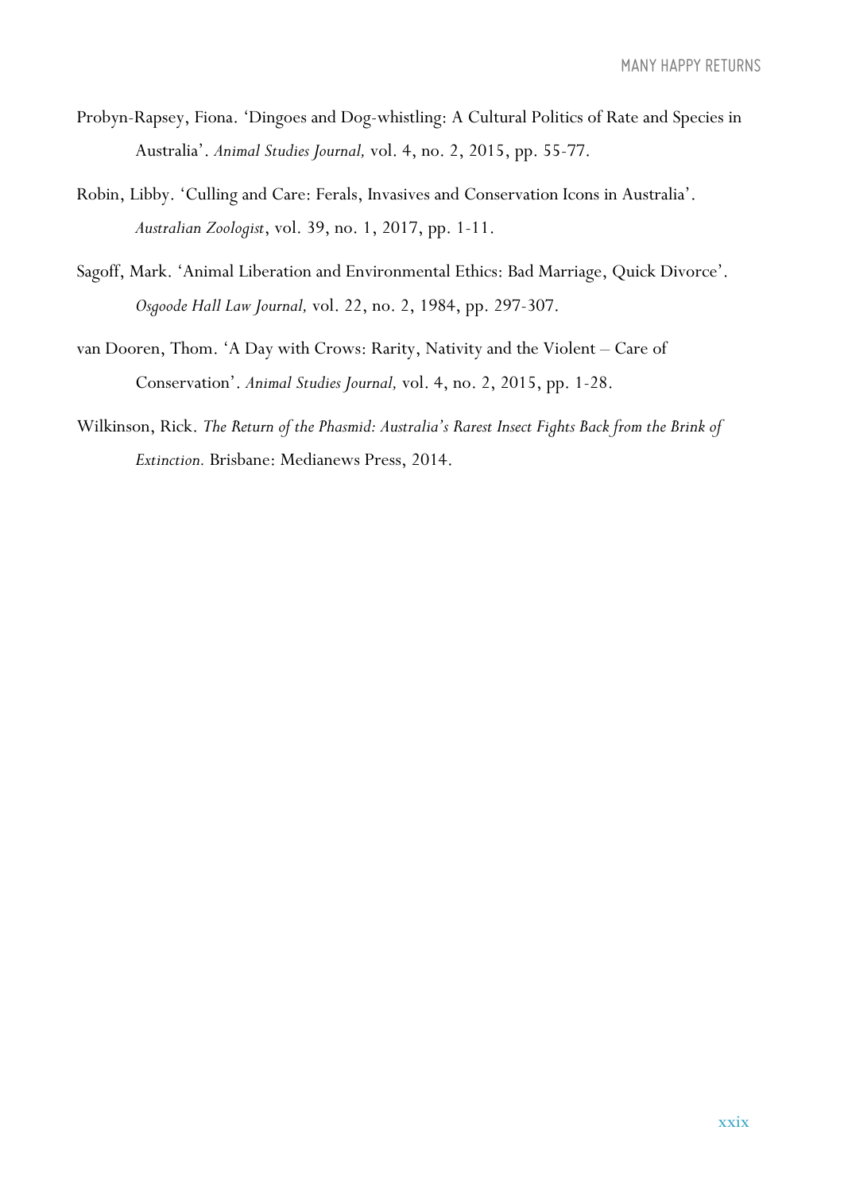Probyn-Rapsey, Fiona. 'Dingoes and Dog-whistling: A Cultural Politics of Rate and Species in Australia'. *Animal Studies Journal,* vol. 4, no. 2, 2015, pp. 55-77.

Robin, Libby. 'Culling and Care: Ferals, Invasives and Conservation Icons in Australia'. *Australian Zoologist*, vol. 39, no. 1, 2017, pp. 1-11.

Sagoff, Mark. 'Animal Liberation and Environmental Ethics: Bad Marriage, Quick Divorce'. *Osgoode Hall Law Journal,* vol. 22, no. 2, 1984, pp. 297-307.

van Dooren, Thom. 'A Day with Crows: Rarity, Nativity and the Violent – Care of Conservation'. *Animal Studies Journal,* vol. 4, no. 2, 2015, pp. 1-28.

Wilkinson, Rick. *The Return of the Phasmid: Australia's Rarest Insect Fights Back from the Brink of Extinction.* Brisbane: Medianews Press, 2014.